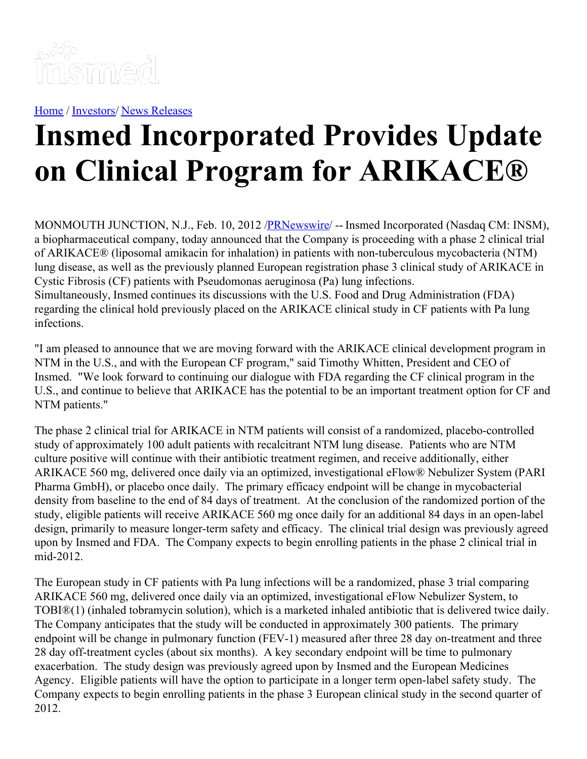[Home](#) / [Investors](#)/ [News Releases](#)

# Insmed Incorporated Provides Update on Clinical Program for ARIKACE®

MONMOUTH JUNCTION, N.J., Feb. 10, 2012 /[PRNewswire](#)/ -- Insmed Incorporated (Nasdaq CM: INSM), a biopharmaceutical company, today announced that the Company is proceeding with a phase 2 clinical trial of ARIKACE® (liposomal amikacin for inhalation) in patients with non-tuberculous mycobacteria (NTM) lung disease, as well as the previously planned European registration phase 3 clinical study of ARIKACE in Cystic Fibrosis (CF) patients with Pseudomonas aeruginosa (Pa) lung infections. Simultaneously, Insmed continues its discussions with the U.S. Food and Drug Administration (FDA) regarding the clinical hold previously placed on the ARIKACE clinical study in CF patients with Pa lung infections.

"I am pleased to announce that we are moving forward with the ARIKACE clinical development program in NTM in the U.S., and with the European CF program," said Timothy Whitten, President and CEO of Insmed. "We look forward to continuing our dialogue with FDA regarding the CF clinical program in the U.S., and continue to believe that ARIKACE has the potential to be an important treatment option for CF and NTM patients."

The phase 2 clinical trial for ARIKACE in NTM patients will consist of a randomized, placebo-controlled study of approximately 100 adult patients with recalcitrant NTM lung disease. Patients who are NTM culture positive will continue with their antibiotic treatment regimen, and receive additionally, either ARIKACE 560 mg, delivered once daily via an optimized, investigational eFlow® Nebulizer System (PARI Pharma GmbH), or placebo once daily. The primary efficacy endpoint will be change in mycobacterial density from baseline to the end of 84 days of treatment. At the conclusion of the randomized portion of the study, eligible patients will receive ARIKACE 560 mg once daily for an additional 84 days in an open-label design, primarily to measure longer-term safety and efficacy. The clinical trial design was previously agreed upon by Insmed and FDA. The Company expects to begin enrolling patients in the phase 2 clinical trial in mid-2012.

The European study in CF patients with Pa lung infections will be a randomized, phase 3 trial comparing ARIKACE 560 mg, delivered once daily via an optimized, investigational eFlow Nebulizer System, to TOBI®(1) (inhaled tobramycin solution), which is a marketed inhaled antibiotic that is delivered twice daily. The Company anticipates that the study will be conducted in approximately 300 patients. The primary endpoint will be change in pulmonary function (FEV-1) measured after three 28 day on-treatment and three 28 day off-treatment cycles (about six months). A key secondary endpoint will be time to pulmonary exacerbation. The study design was previously agreed upon by Insmed and the European Medicines Agency. Eligible patients will have the option to participate in a longer term open-label safety study. The Company expects to begin enrolling patients in the phase 3 European clinical study in the second quarter of 2012.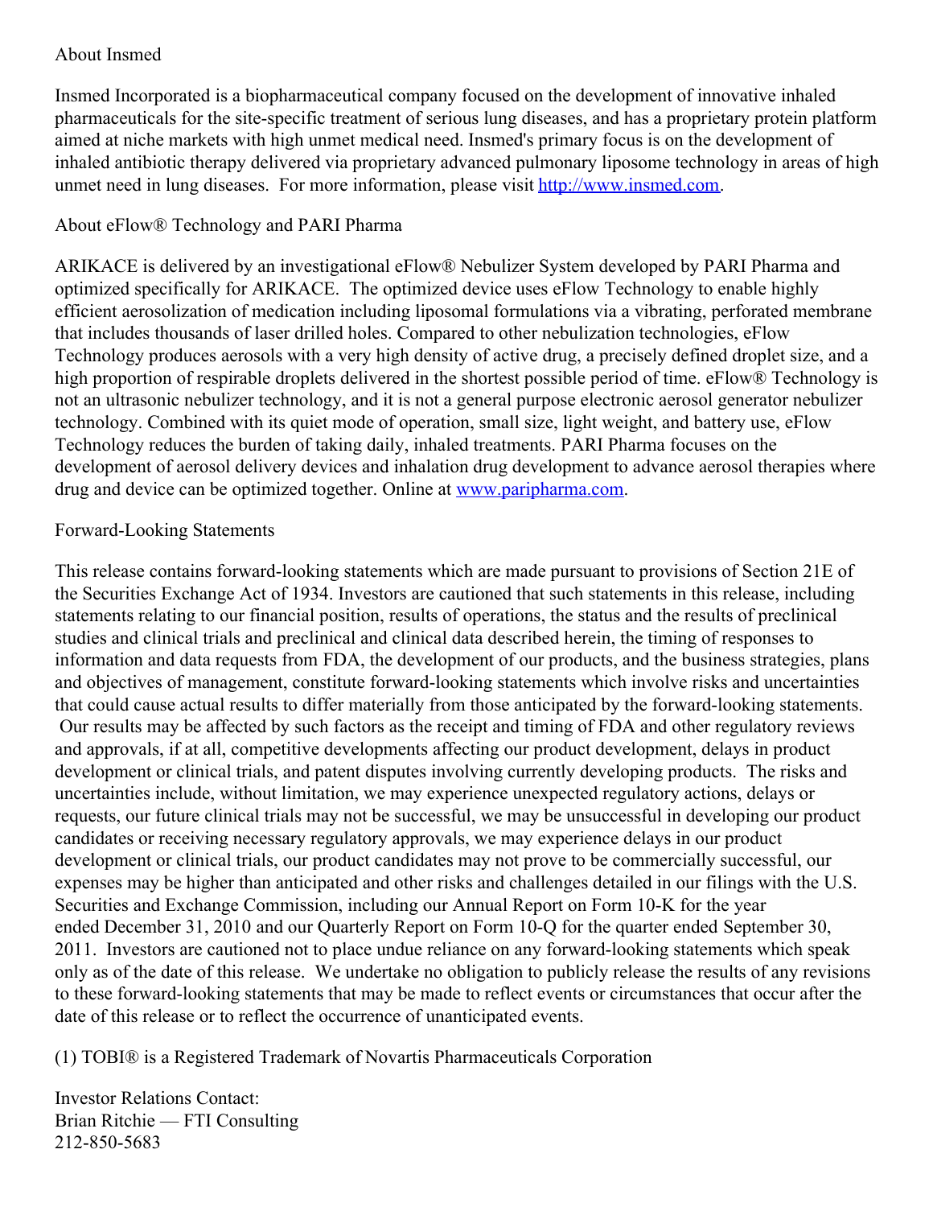About Insmed

Insmed Incorporated is a biopharmaceutical company focused on the development of innovative inhaled pharmaceuticals for the site-specific treatment of serious lung diseases, and has a proprietary protein platform aimed at niche markets with high unmet medical need. Insmed's primary focus is on the development of inhaled antibiotic therapy delivered via proprietary advanced pulmonary liposome technology in areas of high unmet need in lung diseases. For more information, please visit [http://www.insmed.com](http://www.insmed.com).

About eFlow® Technology and PARI Pharma

ARIKACE is delivered by an investigational eFlow® Nebulizer System developed by PARI Pharma and optimized specifically for ARIKACE. The optimized device uses eFlow Technology to enable highly efficient aerosolization of medication including liposomal formulations via a vibrating, perforated membrane that includes thousands of laser drilled holes. Compared to other nebulization technologies, eFlow Technology produces aerosols with a very high density of active drug, a precisely defined droplet size, and a high proportion of respirable droplets delivered in the shortest possible period of time. eFlow® Technology is not an ultrasonic nebulizer technology, and it is not a general purpose electronic aerosol generator nebulizer technology. Combined with its quiet mode of operation, small size, light weight, and battery use, eFlow Technology reduces the burden of taking daily, inhaled treatments. PARI Pharma focuses on the development of aerosol delivery devices and inhalation drug development to advance aerosol therapies where drug and device can be optimized together. Online at [www.paripharma.com](http://www.paripharma.com).

Forward-Looking Statements

This release contains forward-looking statements which are made pursuant to provisions of Section 21E of the Securities Exchange Act of 1934. Investors are cautioned that such statements in this release, including statements relating to our financial position, results of operations, the status and the results of preclinical studies and clinical trials and preclinical and clinical data described herein, the timing of responses to information and data requests from FDA, the development of our products, and the business strategies, plans and objectives of management, constitute forward-looking statements which involve risks and uncertainties that could cause actual results to differ materially from those anticipated by the forward-looking statements. Our results may be affected by such factors as the receipt and timing of FDA and other regulatory reviews and approvals, if at all, competitive developments affecting our product development, delays in product development or clinical trials, and patent disputes involving currently developing products. The risks and uncertainties include, without limitation, we may experience unexpected regulatory actions, delays or requests, our future clinical trials may not be successful, we may be unsuccessful in developing our product candidates or receiving necessary regulatory approvals, we may experience delays in our product development or clinical trials, our product candidates may not prove to be commercially successful, our expenses may be higher than anticipated and other risks and challenges detailed in our filings with the U.S. Securities and Exchange Commission, including our Annual Report on Form 10-K for the year ended December 31, 2010 and our Quarterly Report on Form 10-Q for the quarter ended September 30, 2011. Investors are cautioned not to place undue reliance on any forward-looking statements which speak only as of the date of this release. We undertake no obligation to publicly release the results of any revisions to these forward-looking statements that may be made to reflect events or circumstances that occur after the date of this release or to reflect the occurrence of unanticipated events.

(1) TOBI® is a Registered Trademark of Novartis Pharmaceuticals Corporation

Investor Relations Contact:
Brian Ritchie — FTI Consulting
212-850-5683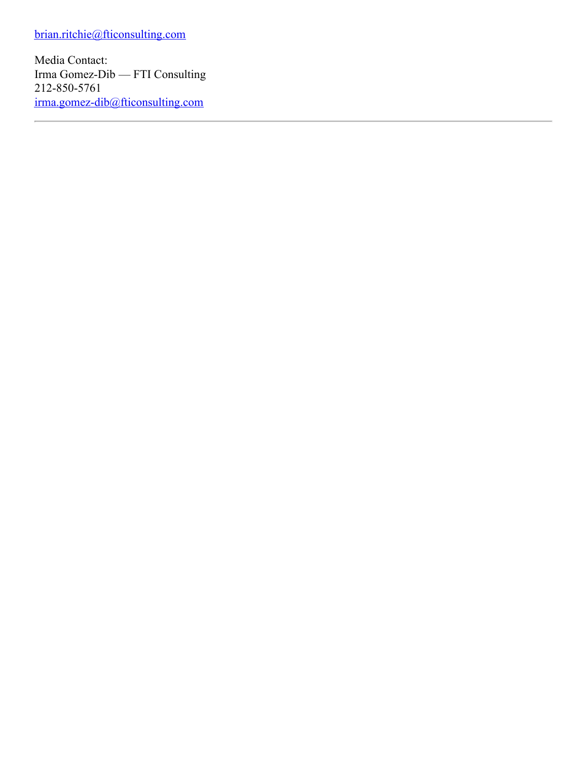brian.ritchie@fticonsulting.com

Media Contact:
Irma Gomez-Dib — FTI Consulting
212-850-5761
irma.gomez-dib@fticonsulting.com

---